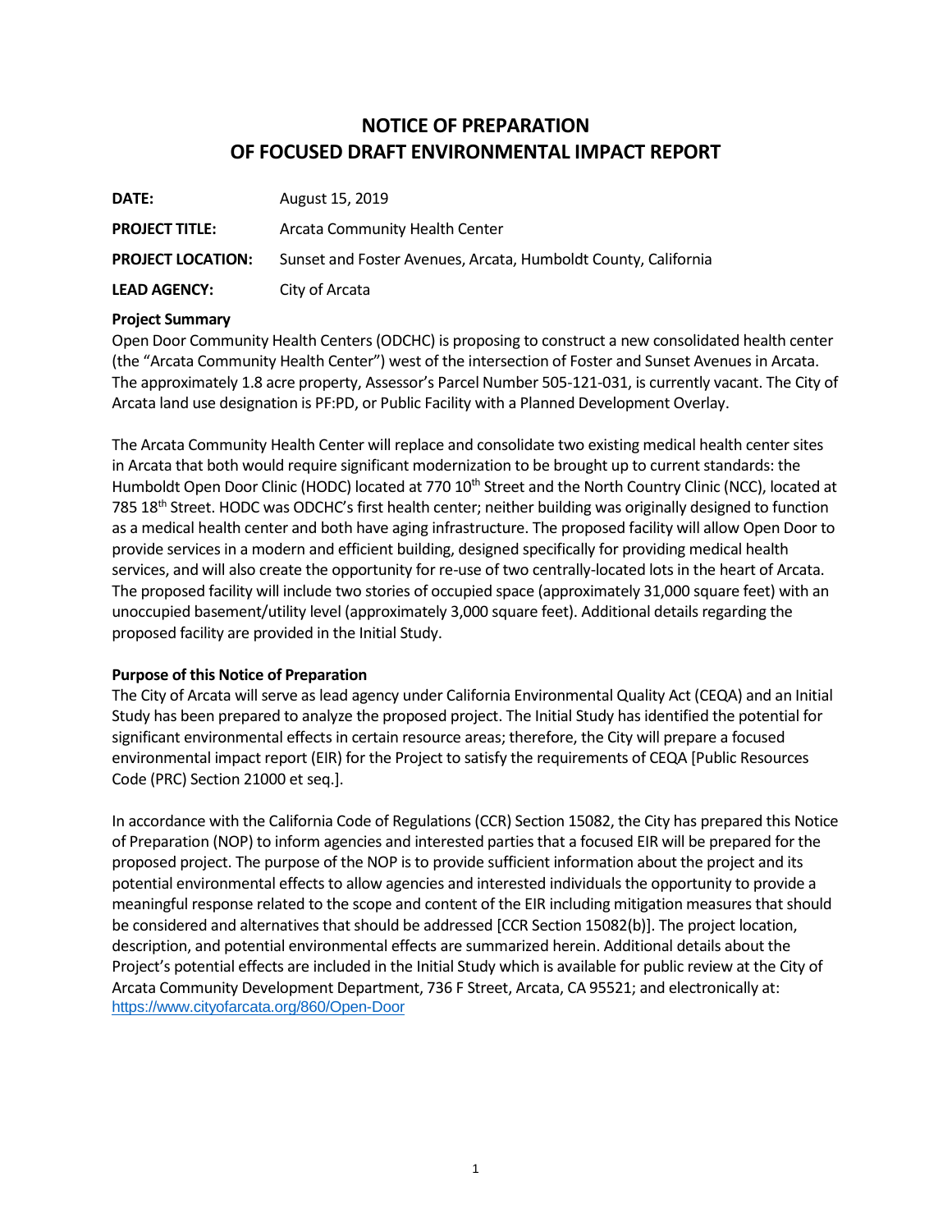# NOTICE OF PREPARATION
# OF FOCUSED DRAFT ENVIRONMENTAL IMPACT REPORT

**DATE:** August 15, 2019

**PROJECT TITLE:** Arcata Community Health Center

**PROJECT LOCATION:** Sunset and Foster Avenues, Arcata, Humboldt County, California

**LEAD AGENCY:** City of Arcata

**Project Summary**

Open Door Community Health Centers (ODCHC) is proposing to construct a new consolidated health center (the "Arcata Community Health Center") west of the intersection of Foster and Sunset Avenues in Arcata. The approximately 1.8 acre property, Assessor's Parcel Number 505-121-031, is currently vacant. The City of Arcata land use designation is PF:PD, or Public Facility with a Planned Development Overlay.

The Arcata Community Health Center will replace and consolidate two existing medical health center sites in Arcata that both would require significant modernization to be brought up to current standards: the Humboldt Open Door Clinic (HODC) located at 770 10th Street and the North Country Clinic (NCC), located at 785 18th Street. HODC was ODCHC's first health center; neither building was originally designed to function as a medical health center and both have aging infrastructure. The proposed facility will allow Open Door to provide services in a modern and efficient building, designed specifically for providing medical health services, and will also create the opportunity for re-use of two centrally-located lots in the heart of Arcata. The proposed facility will include two stories of occupied space (approximately 31,000 square feet) with an unoccupied basement/utility level (approximately 3,000 square feet). Additional details regarding the proposed facility are provided in the Initial Study.

**Purpose of this Notice of Preparation**

The City of Arcata will serve as lead agency under California Environmental Quality Act (CEQA) and an Initial Study has been prepared to analyze the proposed project. The Initial Study has identified the potential for significant environmental effects in certain resource areas; therefore, the City will prepare a focused environmental impact report (EIR) for the Project to satisfy the requirements of CEQA [Public Resources Code (PRC) Section 21000 et seq.].

In accordance with the California Code of Regulations (CCR) Section 15082, the City has prepared this Notice of Preparation (NOP) to inform agencies and interested parties that a focused EIR will be prepared for the proposed project. The purpose of the NOP is to provide sufficient information about the project and its potential environmental effects to allow agencies and interested individuals the opportunity to provide a meaningful response related to the scope and content of the EIR including mitigation measures that should be considered and alternatives that should be addressed [CCR Section 15082(b)]. The project location, description, and potential environmental effects are summarized herein. Additional details about the Project's potential effects are included in the Initial Study which is available for public review at the City of Arcata Community Development Department, 736 F Street, Arcata, CA 95521; and electronically at: https://www.cityofarcata.org/860/Open-Door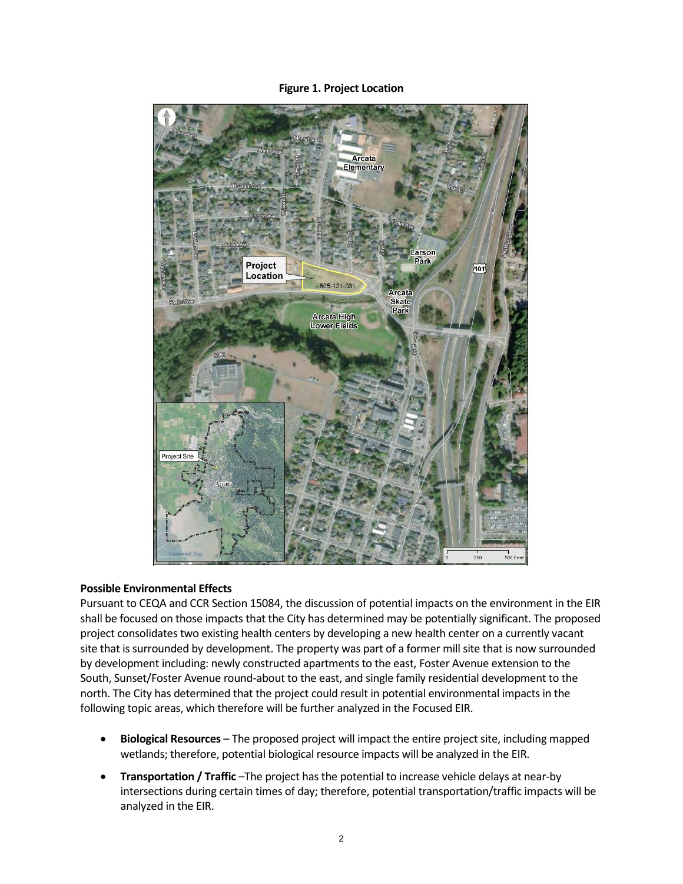**Figure 1. Project Location**

**Possible Environmental Effects**

Pursuant to CEQA and CCR Section 15084, the discussion of potential impacts on the environment in the EIR shall be focused on those impacts that the City has determined may be potentially significant. The proposed project consolidates two existing health centers by developing a new health center on a currently vacant site that is surrounded by development. The property was part of a former mill site that is now surrounded by development including: newly constructed apartments to the east, Foster Avenue extension to the South, Sunset/Foster Avenue round-about to the east, and single family residential development to the north. The City has determined that the project could result in potential environmental impacts in the following topic areas, which therefore will be further analyzed in the Focused EIR.

- **Biological Resources** – The proposed project will impact the entire project site, including mapped wetlands; therefore, potential biological resource impacts will be analyzed in the EIR.
- **Transportation / Traffic** –The project has the potential to increase vehicle delays at near-by intersections during certain times of day; therefore, potential transportation/traffic impacts will be analyzed in the EIR.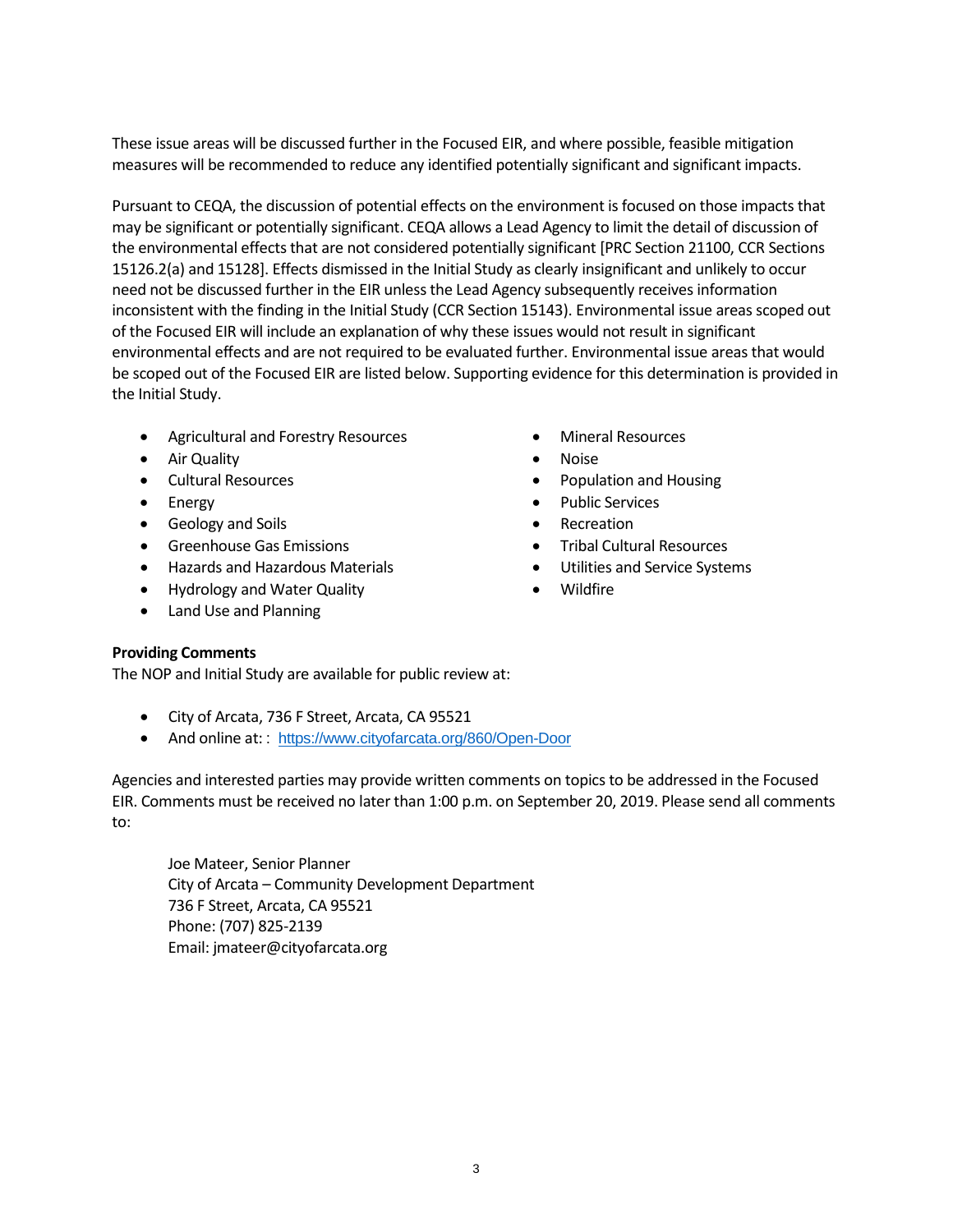These issue areas will be discussed further in the Focused EIR, and where possible, feasible mitigation measures will be recommended to reduce any identified potentially significant and significant impacts.

Pursuant to CEQA, the discussion of potential effects on the environment is focused on those impacts that may be significant or potentially significant. CEQA allows a Lead Agency to limit the detail of discussion of the environmental effects that are not considered potentially significant [PRC Section 21100, CCR Sections 15126.2(a) and 15128]. Effects dismissed in the Initial Study as clearly insignificant and unlikely to occur need not be discussed further in the EIR unless the Lead Agency subsequently receives information inconsistent with the finding in the Initial Study (CCR Section 15143). Environmental issue areas scoped out of the Focused EIR will include an explanation of why these issues would not result in significant environmental effects and are not required to be evaluated further. Environmental issue areas that would be scoped out of the Focused EIR are listed below. Supporting evidence for this determination is provided in the Initial Study.

- Agricultural and Forestry Resources
- Air Quality
- Cultural Resources
- Energy
- Geology and Soils
- Greenhouse Gas Emissions
- Hazards and Hazardous Materials
- Hydrology and Water Quality
- Land Use and Planning
- Mineral Resources
- Noise
- Population and Housing
- Public Services
- Recreation
- Tribal Cultural Resources
- Utilities and Service Systems
- Wildfire

**Providing Comments**

The NOP and Initial Study are available for public review at:

- City of Arcata, 736 F Street, Arcata, CA 95521
- And online at: : https://www.cityofarcata.org/860/Open-Door

Agencies and interested parties may provide written comments on topics to be addressed in the Focused EIR. Comments must be received no later than 1:00 p.m. on September 20, 2019. Please send all comments to:

Joe Mateer, Senior Planner
City of Arcata – Community Development Department
736 F Street, Arcata, CA 95521
Phone: (707) 825-2139
Email: jmateer@cityofarcata.org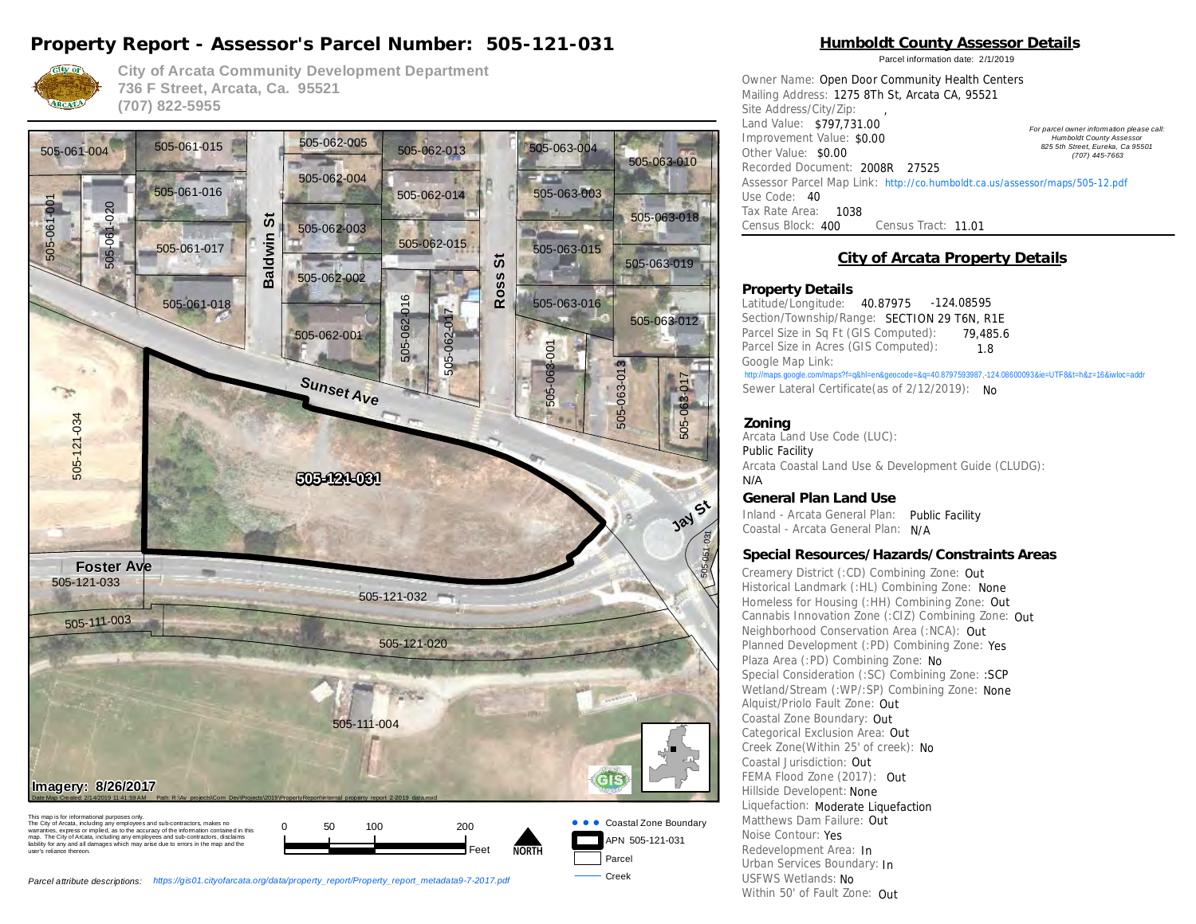# Property Report - Assessor's Parcel Number: 505-121-031

**City of Arcata Community Development Department**
**736 F Street, Arcata, Ca. 95521**
**(707) 822-5955**

505-061-004
505-061-015
505-061-016
505-061-017
505-061-018
505-061-001
505-061-020
Baldwin St
505-062-005
505-062-004
505-062-003
505-062-002
505-062-001
505-062-013
505-062-014
505-062-015
505-062-016
505-062-017
Ross St
505-063-004
505-063-003
505-063-015
505-063-016
505-063-001
505-063-013
505-063-010
505-063-018
505-063-019
505-063-012
505-063-017
Sunset Ave
505-121-034
505-121-031
Jay St
505-051-031
Foster Ave
505-121-033
505-121-032
505-111-003
505-121-020
505-111-004

**Imagery: 8/26/2017**

Date Map Created: 2/14/2019 11:41:59 AM Path: R:\Av_projects\Com_Dev\Projects\2019\PropertyReport\internal_property_report_2-2019_data.mxd

This map is for informational purposes only.
The City of Arcata, including any employees and sub-contractors, makes no warranties, express or implied, as to the accuracy of the information contained in this map. The City of Arcata, including any employees and sub-contractors, disclaims liability for any and all damages which may arise due to errors in the map and the user's reliance thereon.

0 50 100 200
Feet

NORTH

Coastal Zone Boundary
APN 505-121-031
Parcel
Creek

*Parcel attribute descriptions:* *https://gis01.cityofarcata.org/data/property_report/Property_report_metadata9-7-2017.pdf*

## Humboldt County Assessor Details

Parcel information date: 2/1/2019

Owner Name: Open Door Community Health Centers
Mailing Address: 1275 8Th St, Arcata CA, 95521
Site Address/City/Zip: ,
Land Value: $797,731.00
Improvement Value: $0.00
Other Value: $0.00
Recorded Document: 2008R 27525
Assessor Parcel Map Link: http://co.humboldt.ca.us/assessor/maps/505-12.pdf
Use Code: 40
Tax Rate Area: 1038
Census Block: 400 Census Tract: 11.01

*For parcel owner information please call:*
*Humboldt County Assessor*
*825 5th Street, Eureka, Ca 95501*
*(707) 445-7663*

## City of Arcata Property Details

### Property Details

Latitude/Longitude: 40.87975 -124.08595
Section/Township/Range: SECTION 29 T6N, R1E
Parcel Size in Sq Ft (GIS Computed): 79,485.6
Parcel Size in Acres (GIS Computed): 1.8
Google Map Link:
http://maps.google.com/maps?f=q&hl=en&geocode=&q=40.8797593987,-124.08600093&ie=UTF8&t=h&z=16&iwloc=addr
Sewer Lateral Certificate(as of 2/12/2019): No

### Zoning

Arcata Land Use Code (LUC):
Public Facility
Arcata Coastal Land Use & Development Guide (CLUDG):
N/A

### General Plan Land Use

Inland - Arcata General Plan: Public Facility
Coastal - Arcata General Plan: N/A

### Special Resources/Hazards/Constraints Areas

Creamery District (:CD) Combining Zone: Out
Historical Landmark (:HL) Combining Zone: None
Homeless for Housing (:HH) Combining Zone: Out
Cannabis Innovation Zone (:CIZ) Combining Zone: Out
Neighborhood Conservation Area (:NCA): Out
Planned Development (:PD) Combining Zone: Yes
Plaza Area (:PD) Combining Zone: No
Special Consideration (:SC) Combining Zone: :SCP
Wetland/Stream (:WP/:SP) Combining Zone: None
Alquist/Priolo Fault Zone: Out
Coastal Zone Boundary: Out
Categorical Exclusion Area: Out
Creek Zone(Within 25' of creek): No
Coastal Jurisdiction: Out
FEMA Flood Zone (2017): Out
Hillside Developent: None
Liquefaction: Moderate Liquefaction
Matthews Dam Failure: Out
Noise Contour: Yes
Redevelopment Area: In
Urban Services Boundary: In
USFWS Wetlands: No
Within 50' of Fault Zone: Out